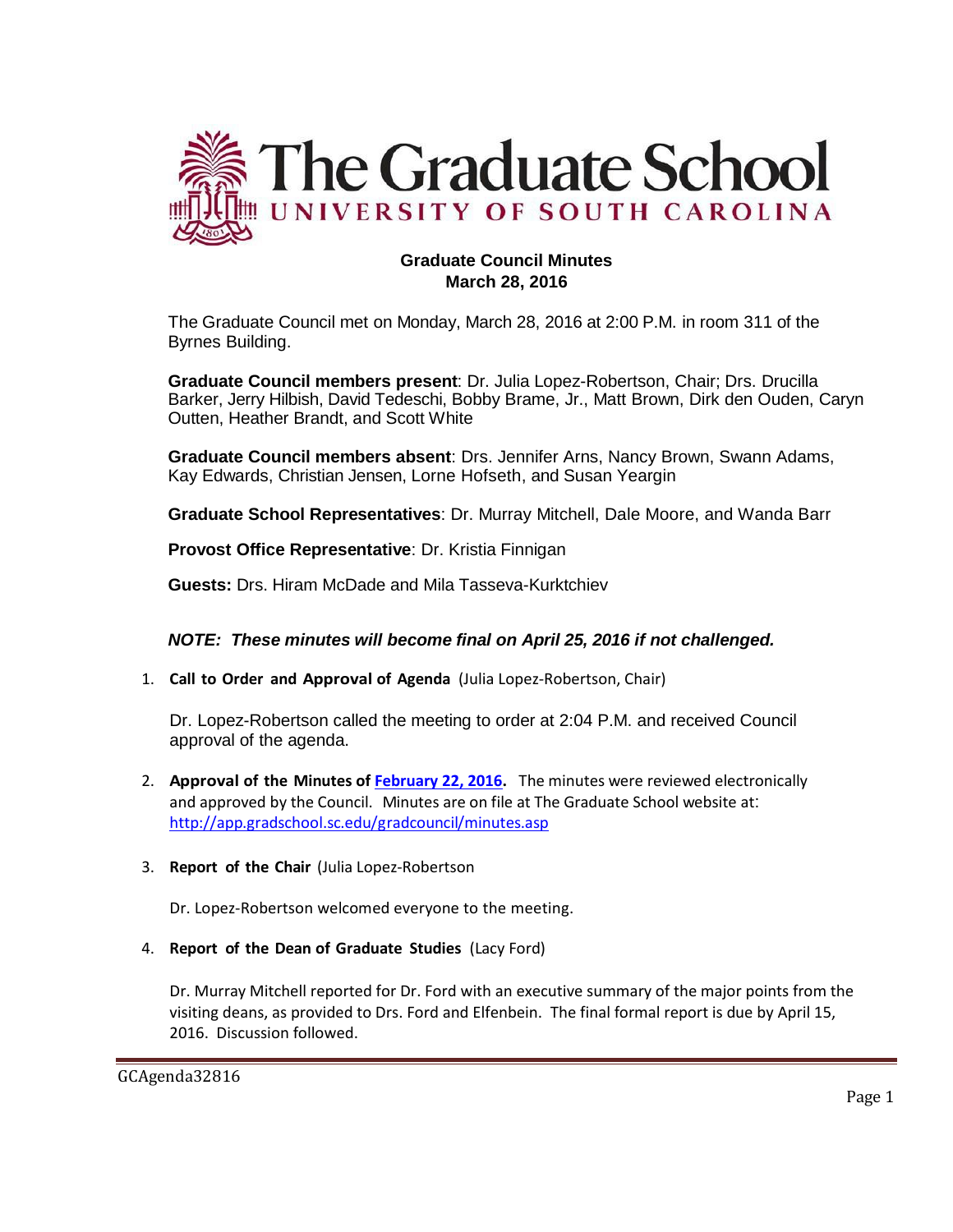# The Graduate School
## UNIVERSITY OF SOUTH CAROLINA

**Graduate Council Minutes**
**March 28, 2016**

The Graduate Council met on Monday, March 28, 2016 at 2:00 P.M. in room 311 of the Byrnes Building.

**Graduate Council members present**: Dr. Julia Lopez-Robertson, Chair; Drs. Drucilla Barker, Jerry Hilbish, David Tedeschi, Bobby Brame, Jr., Matt Brown, Dirk den Ouden, Caryn Outten, Heather Brandt, and Scott White

**Graduate Council members absent**: Drs. Jennifer Arns, Nancy Brown, Swann Adams, Kay Edwards, Christian Jensen, Lorne Hofseth, and Susan Yeargin

**Graduate School Representatives**: Dr. Murray Mitchell, Dale Moore, and Wanda Barr

**Provost Office Representative**: Dr. Kristia Finnigan

**Guests:** Drs. Hiram McDade and Mila Tasseva-Kurktchiev

***NOTE: These minutes will become final on April 25, 2016 if not challenged.***

1. **Call to Order and Approval of Agenda** (Julia Lopez-Robertson, Chair)

   Dr. Lopez-Robertson called the meeting to order at 2:04 P.M. and received Council approval of the agenda.

2. **Approval of the Minutes of February 22, 2016.** The minutes were reviewed electronically and approved by the Council. Minutes are on file at The Graduate School website at: http://app.gradschool.sc.edu/gradcouncil/minutes.asp

3. **Report of the Chair** (Julia Lopez-Robertson

   Dr. Lopez-Robertson welcomed everyone to the meeting.

4. **Report of the Dean of Graduate Studies** (Lacy Ford)

   Dr. Murray Mitchell reported for Dr. Ford with an executive summary of the major points from the visiting deans, as provided to Drs. Ford and Elfenbein. The final formal report is due by April 15, 2016. Discussion followed.

GCAgenda32816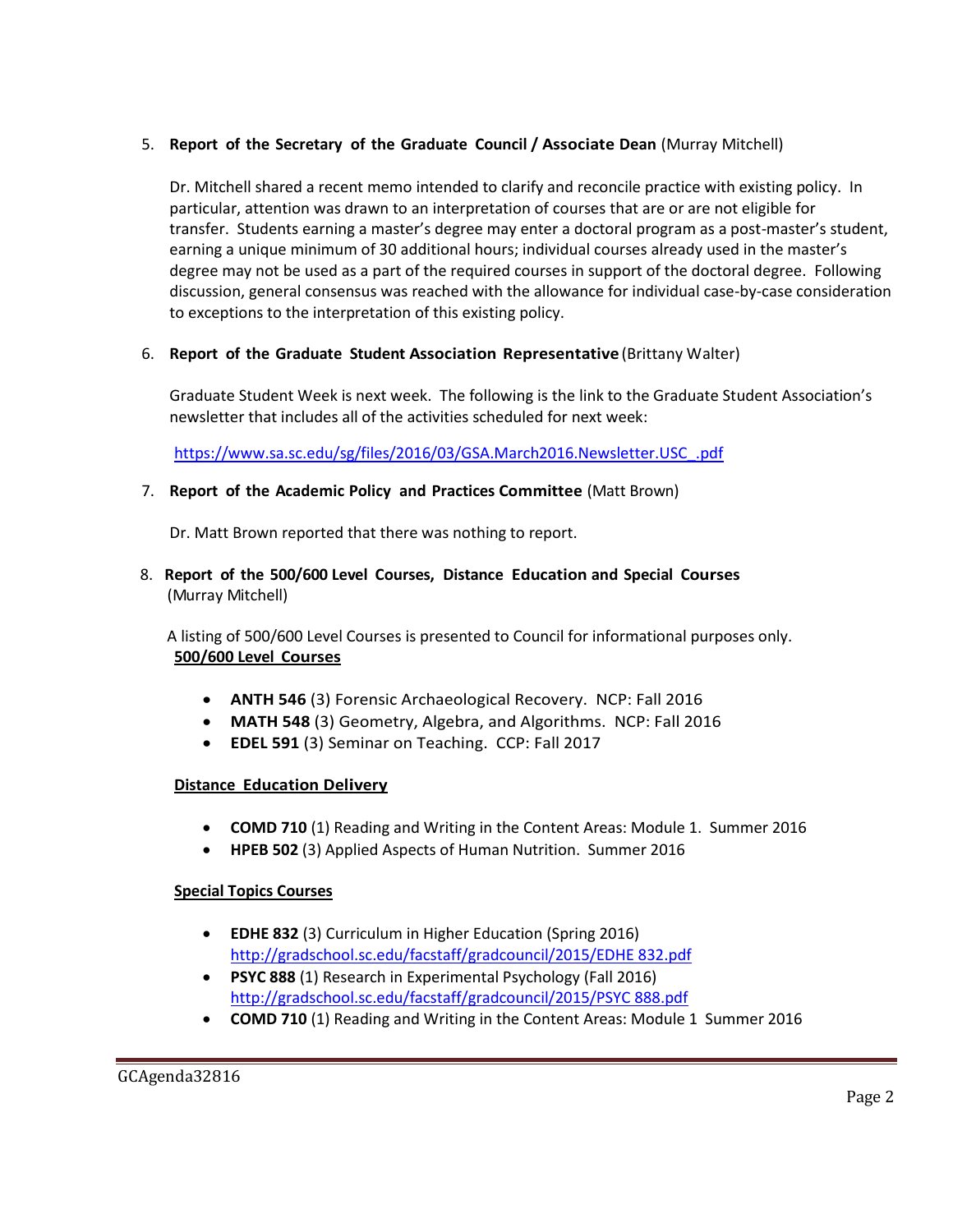5. **Report of the Secretary of the Graduate Council / Associate Dean** (Murray Mitchell)

   Dr. Mitchell shared a recent memo intended to clarify and reconcile practice with existing policy. In particular, attention was drawn to an interpretation of courses that are or are not eligible for transfer. Students earning a master's degree may enter a doctoral program as a post-master's student, earning a unique minimum of 30 additional hours; individual courses already used in the master's degree may not be used as a part of the required courses in support of the doctoral degree. Following discussion, general consensus was reached with the allowance for individual case-by-case consideration to exceptions to the interpretation of this existing policy.

6. **Report of the Graduate Student Association Representative** (Brittany Walter)

   Graduate Student Week is next week. The following is the link to the Graduate Student Association's newsletter that includes all of the activities scheduled for next week:

   https://www.sa.sc.edu/sg/files/2016/03/GSA.March2016.Newsletter.USC_.pdf

7. **Report of the Academic Policy and Practices Committee** (Matt Brown)

   Dr. Matt Brown reported that there was nothing to report.

8. **Report of the 500/600 Level Courses, Distance Education and Special Courses** (Murray Mitchell)

   A listing of 500/600 Level Courses is presented to Council for informational purposes only.

   **500/600 Level Courses**

   - **ANTH 546** (3) Forensic Archaeological Recovery. NCP: Fall 2016
   - **MATH 548** (3) Geometry, Algebra, and Algorithms. NCP: Fall 2016
   - **EDEL 591** (3) Seminar on Teaching. CCP: Fall 2017

   **Distance Education Delivery**

   - **COMD 710** (1) Reading and Writing in the Content Areas: Module 1. Summer 2016
   - **HPEB 502** (3) Applied Aspects of Human Nutrition. Summer 2016

   **Special Topics Courses**

   - **EDHE 832** (3) Curriculum in Higher Education (Spring 2016)
     http://gradschool.sc.edu/facstaff/gradcouncil/2015/EDHE 832.pdf
   - **PSYC 888** (1) Research in Experimental Psychology (Fall 2016)
     http://gradschool.sc.edu/facstaff/gradcouncil/2015/PSYC 888.pdf
   - **COMD 710** (1) Reading and Writing in the Content Areas: Module 1 Summer 2016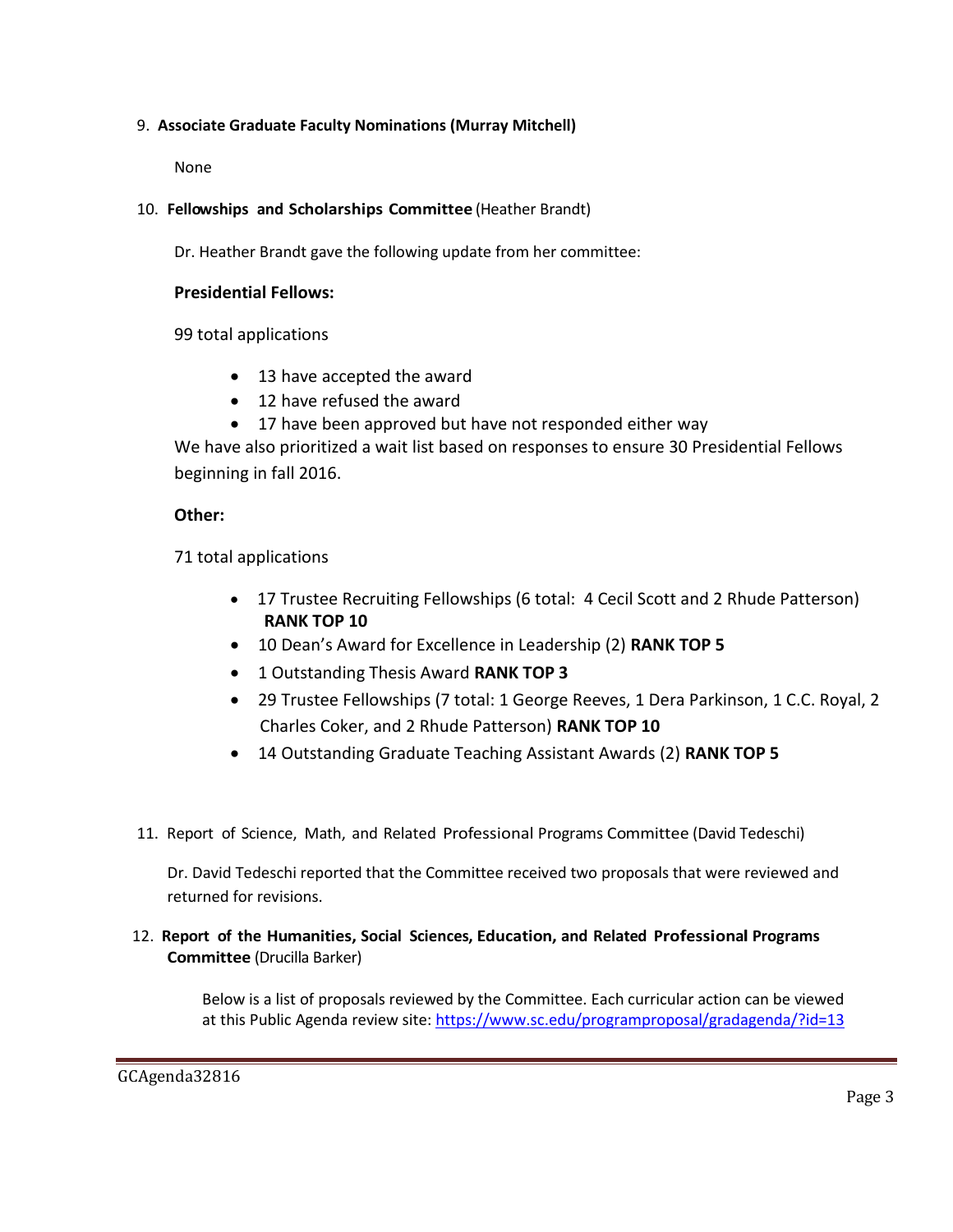9. **Associate Graduate Faculty Nominations (Murray Mitchell)**

   None

10. **Fellowships and Scholarships Committee** (Heather Brandt)

    Dr. Heather Brandt gave the following update from her committee:

    **Presidential Fellows:**

    99 total applications

    - 13 have accepted the award
    - 12 have refused the award
    - 17 have been approved but have not responded either way

    We have also prioritized a wait list based on responses to ensure 30 Presidential Fellows beginning in fall 2016.

    **Other:**

    71 total applications

    - 17 Trustee Recruiting Fellowships (6 total: 4 Cecil Scott and 2 Rhude Patterson) **RANK TOP 10**
    - 10 Dean's Award for Excellence in Leadership (2) **RANK TOP 5**
    - 1 Outstanding Thesis Award **RANK TOP 3**
    - 29 Trustee Fellowships (7 total: 1 George Reeves, 1 Dera Parkinson, 1 C.C. Royal, 2 Charles Coker, and 2 Rhude Patterson) **RANK TOP 10**
    - 14 Outstanding Graduate Teaching Assistant Awards (2) **RANK TOP 5**

11. Report of Science, Math, and Related Professional Programs Committee (David Tedeschi)

    Dr. David Tedeschi reported that the Committee received two proposals that were reviewed and returned for revisions.

12. **Report of the Humanities, Social Sciences, Education, and Related Professional Programs Committee** (Drucilla Barker)

    Below is a list of proposals reviewed by the Committee. Each curricular action can be viewed at this Public Agenda review site: https://www.sc.edu/programproposal/gradagenda/?id=13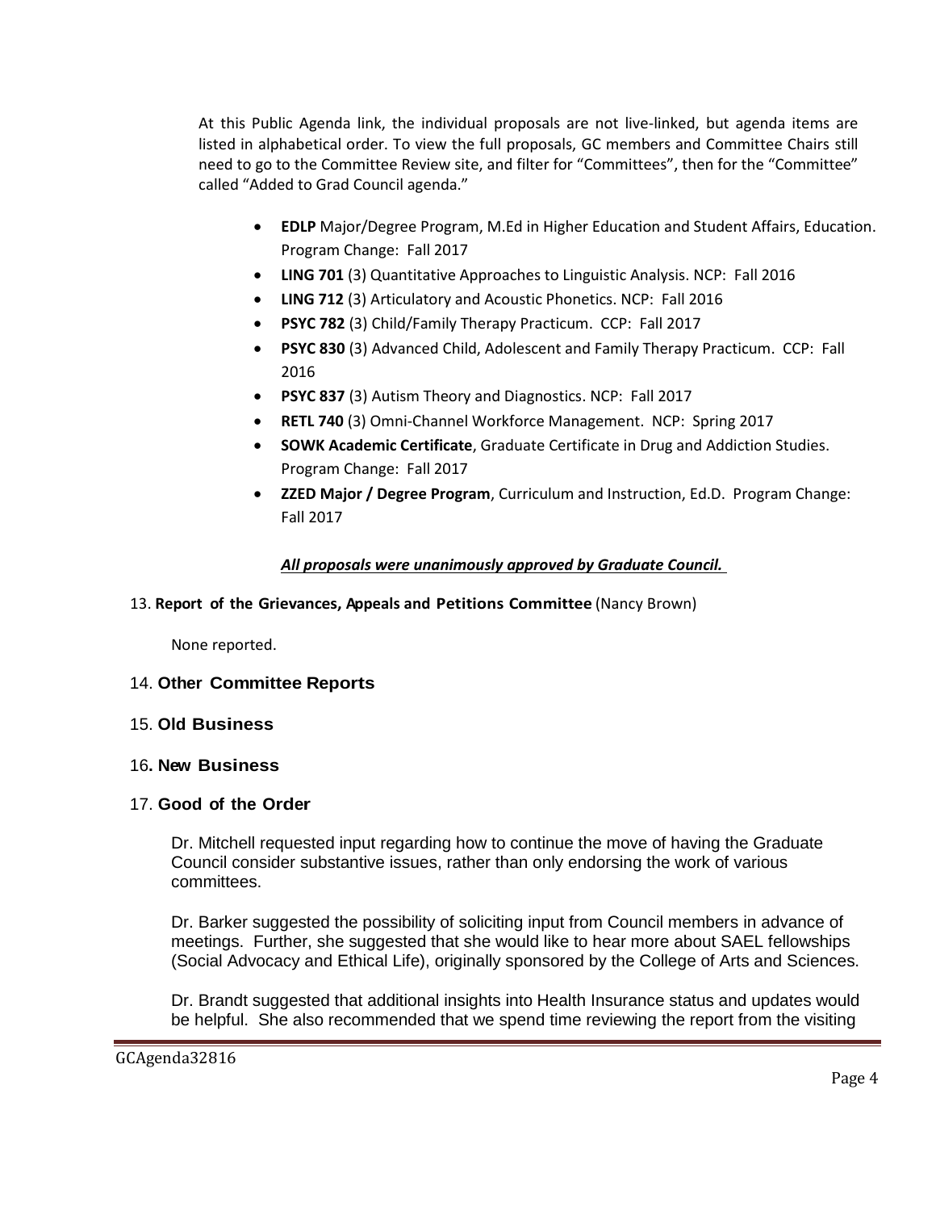At this Public Agenda link, the individual proposals are not live-linked, but agenda items are listed in alphabetical order. To view the full proposals, GC members and Committee Chairs still need to go to the Committee Review site, and filter for "Committees", then for the "Committee" called "Added to Grad Council agenda."

- **EDLP** Major/Degree Program, M.Ed in Higher Education and Student Affairs, Education. Program Change: Fall 2017
- **LING 701** (3) Quantitative Approaches to Linguistic Analysis. NCP: Fall 2016
- **LING 712** (3) Articulatory and Acoustic Phonetics. NCP: Fall 2016
- **PSYC 782** (3) Child/Family Therapy Practicum. CCP: Fall 2017
- **PSYC 830** (3) Advanced Child, Adolescent and Family Therapy Practicum. CCP: Fall 2016
- **PSYC 837** (3) Autism Theory and Diagnostics. NCP: Fall 2017
- **RETL 740** (3) Omni-Channel Workforce Management. NCP: Spring 2017
- **SOWK Academic Certificate**, Graduate Certificate in Drug and Addiction Studies. Program Change: Fall 2017
- **ZZED Major / Degree Program**, Curriculum and Instruction, Ed.D. Program Change: Fall 2017

***All proposals were unanimously approved by Graduate Council.***

13. **Report of the Grievances, Appeals and Petitions Committee** (Nancy Brown)

None reported.

14. **Other Committee Reports**

15. **Old Business**

16. **New Business**

17. **Good of the Order**

Dr. Mitchell requested input regarding how to continue the move of having the Graduate Council consider substantive issues, rather than only endorsing the work of various committees.

Dr. Barker suggested the possibility of soliciting input from Council members in advance of meetings. Further, she suggested that she would like to hear more about SAEL fellowships (Social Advocacy and Ethical Life), originally sponsored by the College of Arts and Sciences.

Dr. Brandt suggested that additional insights into Health Insurance status and updates would be helpful. She also recommended that we spend time reviewing the report from the visiting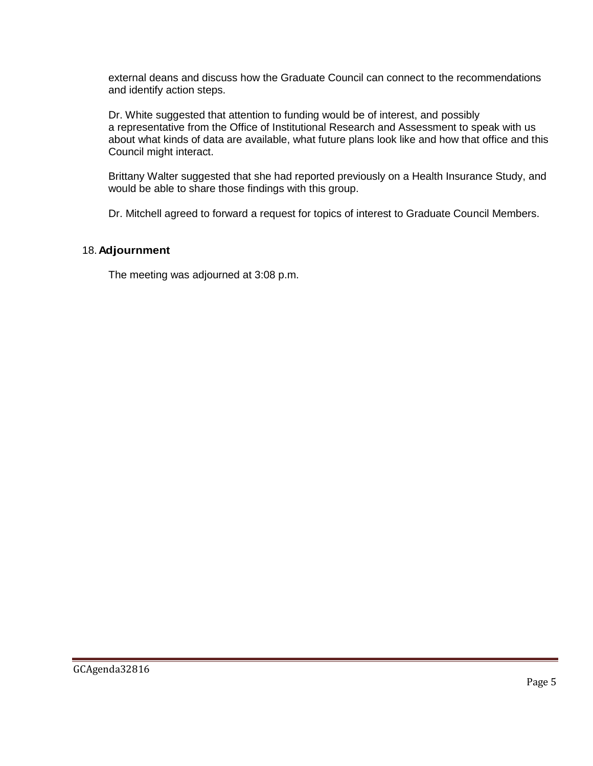external deans and discuss how the Graduate Council can connect to the recommendations and identify action steps.

Dr. White suggested that attention to funding would be of interest, and possibly a representative from the Office of Institutional Research and Assessment to speak with us about what kinds of data are available, what future plans look like and how that office and this Council might interact.

Brittany Walter suggested that she had reported previously on a Health Insurance Study, and would be able to share those findings with this group.

Dr. Mitchell agreed to forward a request for topics of interest to Graduate Council Members.

18. **Adjournment**

The meeting was adjourned at 3:08 p.m.